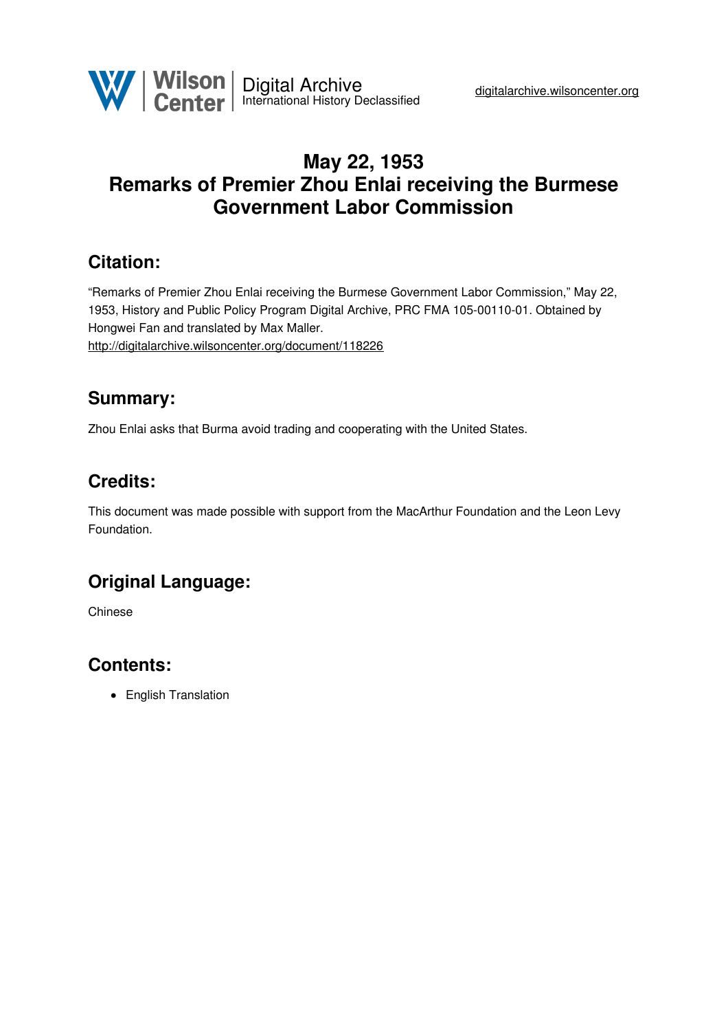# May 22, 1953
# Remarks of Premier Zhou Enlai receiving the Burmese Government Labor Commission

## Citation:

"Remarks of Premier Zhou Enlai receiving the Burmese Government Labor Commission," May 22, 1953, History and Public Policy Program Digital Archive, PRC FMA 105-00110-01. Obtained by Hongwei Fan and translated by Max Maller.
http://digitalarchive.wilsoncenter.org/document/118226

## Summary:

Zhou Enlai asks that Burma avoid trading and cooperating with the United States.

## Credits:

This document was made possible with support from the MacArthur Foundation and the Leon Levy Foundation.

## Original Language:

Chinese

## Contents:

- English Translation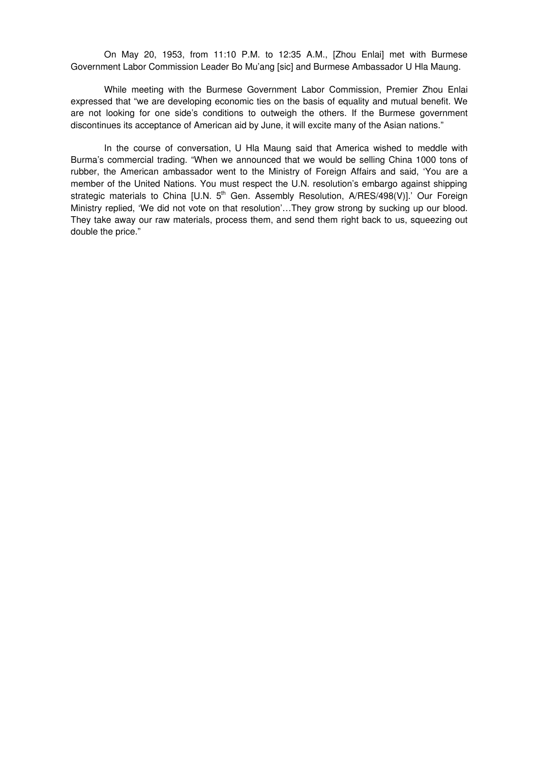On May 20, 1953, from 11:10 P.M. to 12:35 A.M., [Zhou Enlai] met with Burmese Government Labor Commission Leader Bo Mu'ang [sic] and Burmese Ambassador U Hla Maung.

While meeting with the Burmese Government Labor Commission, Premier Zhou Enlai expressed that "we are developing economic ties on the basis of equality and mutual benefit. We are not looking for one side's conditions to outweigh the others. If the Burmese government discontinues its acceptance of American aid by June, it will excite many of the Asian nations."

In the course of conversation, U Hla Maung said that America wished to meddle with Burma's commercial trading. "When we announced that we would be selling China 1000 tons of rubber, the American ambassador went to the Ministry of Foreign Affairs and said, 'You are a member of the United Nations. You must respect the U.N. resolution's embargo against shipping strategic materials to China [U.N. 5th Gen. Assembly Resolution, A/RES/498(V)].' Our Foreign Ministry replied, 'We did not vote on that resolution'…They grow strong by sucking up our blood. They take away our raw materials, process them, and send them right back to us, squeezing out double the price."